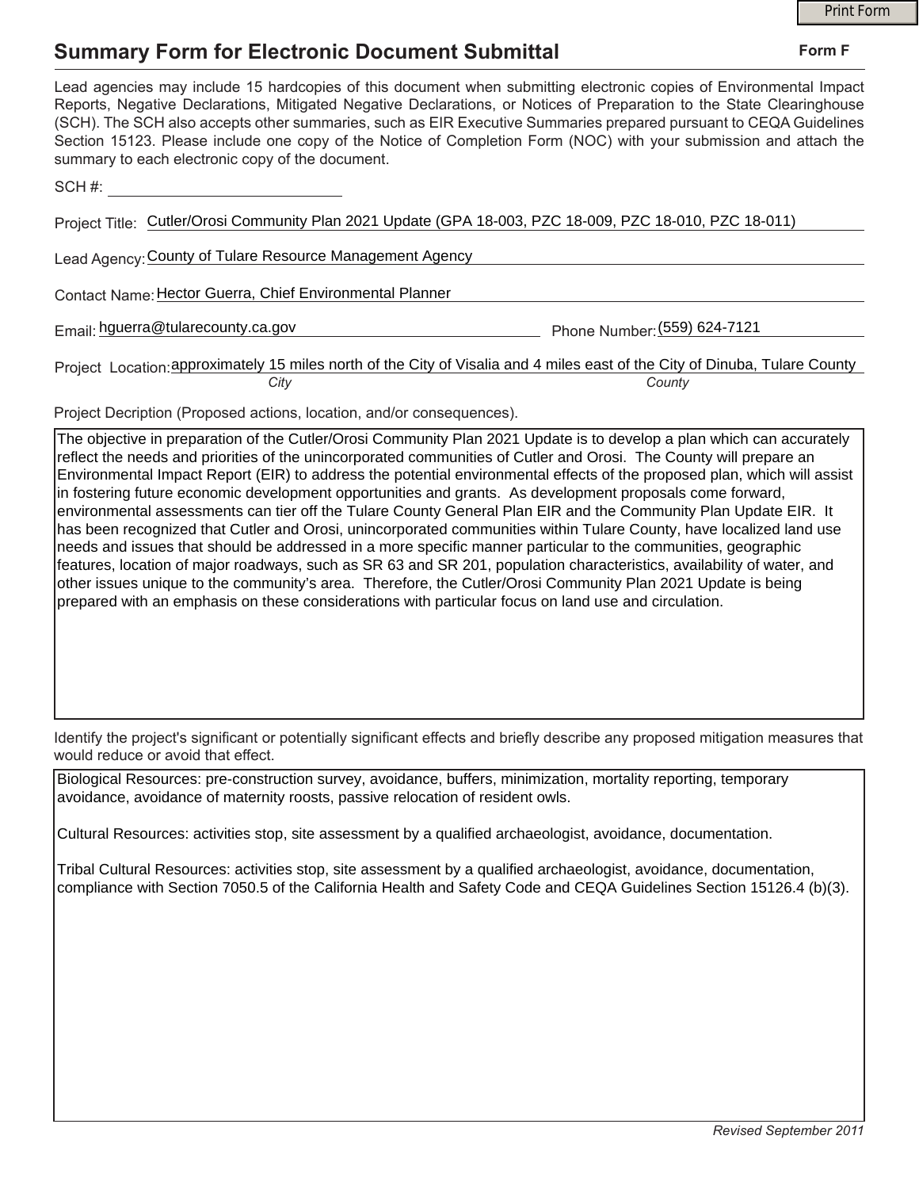# Summary Form for Electronic Document Submittal

**Form F**

Lead agencies may include 15 hardcopies of this document when submitting electronic copies of Environmental Impact Reports, Negative Declarations, Mitigated Negative Declarations, or Notices of Preparation to the State Clearinghouse (SCH). The SCH also accepts other summaries, such as EIR Executive Summaries prepared pursuant to CEQA Guidelines Section 15123. Please include one copy of the Notice of Completion Form (NOC) with your submission and attach the summary to each electronic copy of the document.

SCH #: ______________________

Project Title: Cutler/Orosi Community Plan 2021 Update (GPA 18-003, PZC 18-009, PZC 18-010, PZC 18-011)

Lead Agency: County of Tulare Resource Management Agency

Contact Name: Hector Guerra, Chief Environmental Planner

Email: hguerra@tularecounty.ca.gov Phone Number: (559) 624-7121

Project Location: approximately 15 miles north of the City of Visalia and 4 miles east of the City of Dinuba, Tulare County

*City* *County*

Project Decription (Proposed actions, location, and/or consequences).

The objective in preparation of the Cutler/Orosi Community Plan 2021 Update is to develop a plan which can accurately reflect the needs and priorities of the unincorporated communities of Cutler and Orosi. The County will prepare an Environmental Impact Report (EIR) to address the potential environmental effects of the proposed plan, which will assist in fostering future economic development opportunities and grants. As development proposals come forward, environmental assessments can tier off the Tulare County General Plan EIR and the Community Plan Update EIR. It has been recognized that Cutler and Orosi, unincorporated communities within Tulare County, have localized land use needs and issues that should be addressed in a more specific manner particular to the communities, geographic features, location of major roadways, such as SR 63 and SR 201, population characteristics, availability of water, and other issues unique to the community's area. Therefore, the Cutler/Orosi Community Plan 2021 Update is being prepared with an emphasis on these considerations with particular focus on land use and circulation.

Identify the project's significant or potentially significant effects and briefly describe any proposed mitigation measures that would reduce or avoid that effect.

Biological Resources: pre-construction survey, avoidance, buffers, minimization, mortality reporting, temporary avoidance, avoidance of maternity roosts, passive relocation of resident owls.

Cultural Resources: activities stop, site assessment by a qualified archaeologist, avoidance, documentation.

Tribal Cultural Resources: activities stop, site assessment by a qualified archaeologist, avoidance, documentation, compliance with Section 7050.5 of the California Health and Safety Code and CEQA Guidelines Section 15126.4 (b)(3).

*Revised September 2011*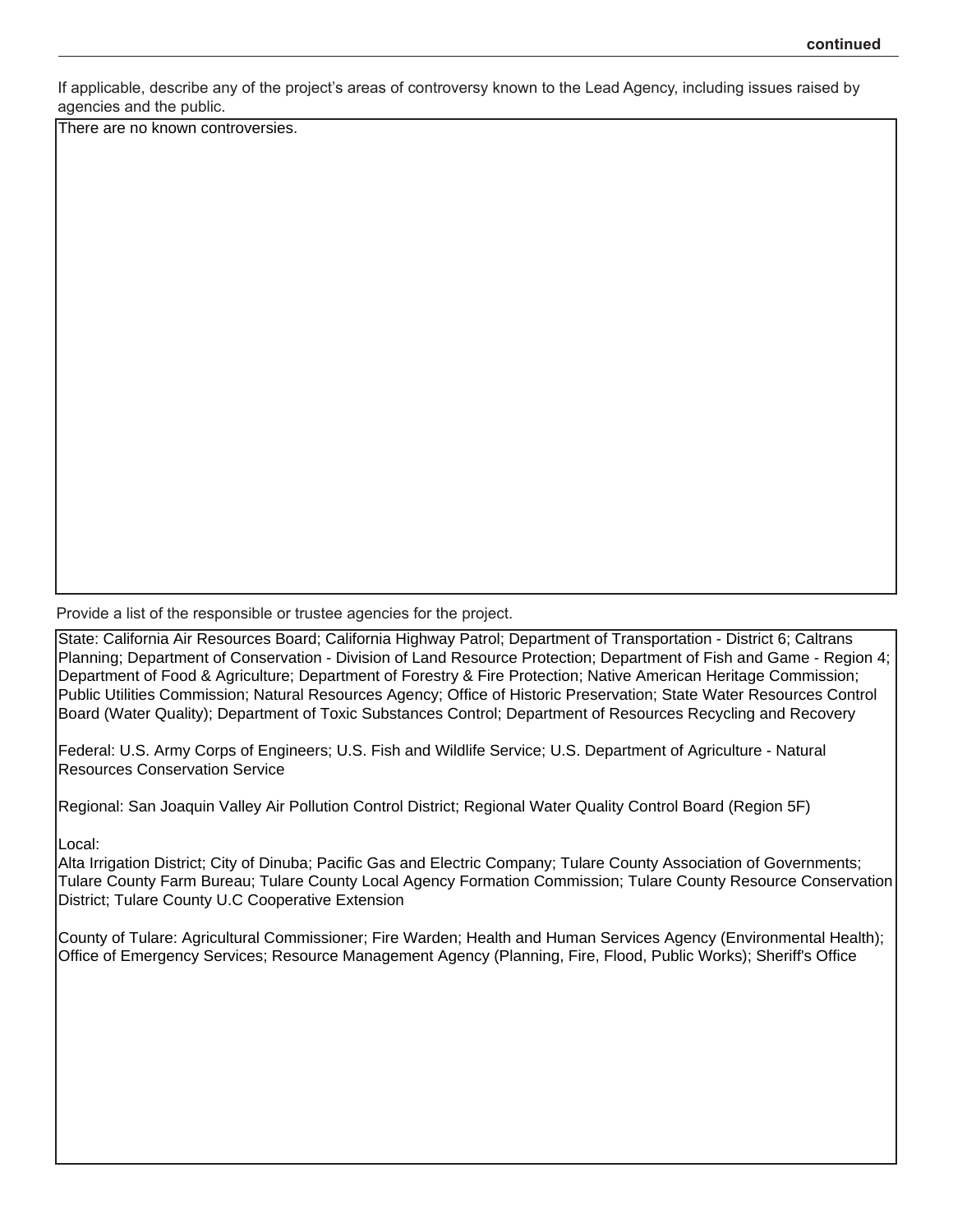**continued**

If applicable, describe any of the project's areas of controversy known to the Lead Agency, including issues raised by agencies and the public.

There are no known controversies.

Provide a list of the responsible or trustee agencies for the project.

State: California Air Resources Board; California Highway Patrol; Department of Transportation - District 6; Caltrans Planning; Department of Conservation - Division of Land Resource Protection; Department of Fish and Game - Region 4; Department of Food & Agriculture; Department of Forestry & Fire Protection; Native American Heritage Commission; Public Utilities Commission; Natural Resources Agency; Office of Historic Preservation; State Water Resources Control Board (Water Quality); Department of Toxic Substances Control; Department of Resources Recycling and Recovery

Federal: U.S. Army Corps of Engineers; U.S. Fish and Wildlife Service; U.S. Department of Agriculture - Natural Resources Conservation Service

Regional: San Joaquin Valley Air Pollution Control District; Regional Water Quality Control Board (Region 5F)

Local:
Alta Irrigation District; City of Dinuba; Pacific Gas and Electric Company; Tulare County Association of Governments; Tulare County Farm Bureau; Tulare County Local Agency Formation Commission; Tulare County Resource Conservation District; Tulare County U.C Cooperative Extension

County of Tulare: Agricultural Commissioner; Fire Warden; Health and Human Services Agency (Environmental Health); Office of Emergency Services; Resource Management Agency (Planning, Fire, Flood, Public Works); Sheriff's Office